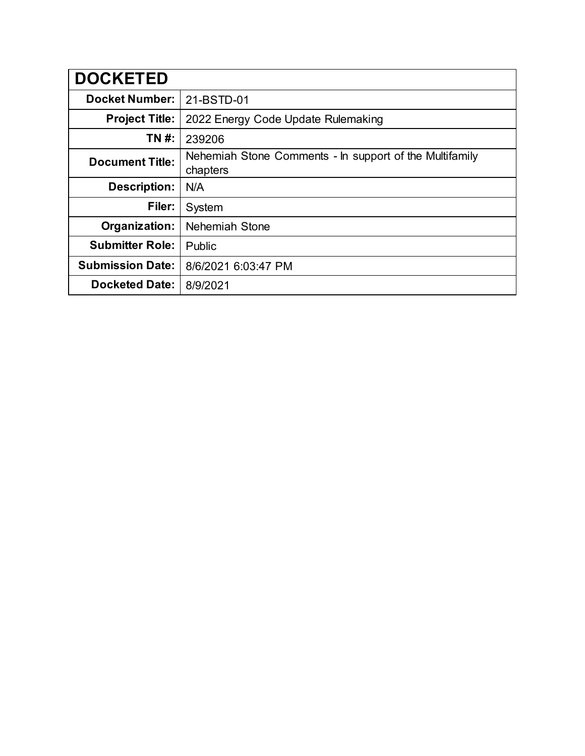| DOCKETED | |
|---|---|
| **Docket Number:** | 21-BSTD-01 |
| **Project Title:** | 2022 Energy Code Update Rulemaking |
| **TN #:** | 239206 |
| **Document Title:** | Nehemiah Stone Comments - In support of the Multifamily chapters |
| **Description:** | N/A |
| **Filer:** | System |
| **Organization:** | Nehemiah Stone |
| **Submitter Role:** | Public |
| **Submission Date:** | 8/6/2021 6:03:47 PM |
| **Docketed Date:** | 8/9/2021 |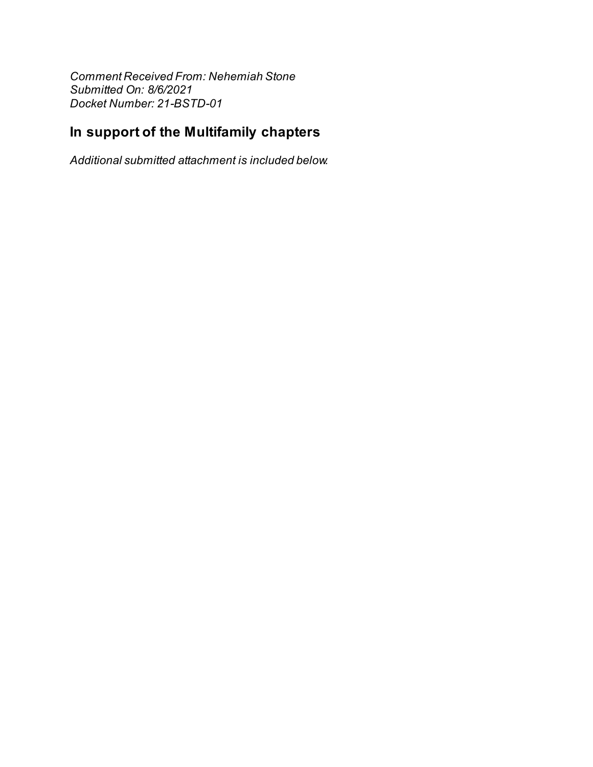*Comment Received From: Nehemiah Stone*
*Submitted On: 8/6/2021*
*Docket Number: 21-BSTD-01*

## In support of the Multifamily chapters

*Additional submitted attachment is included below.*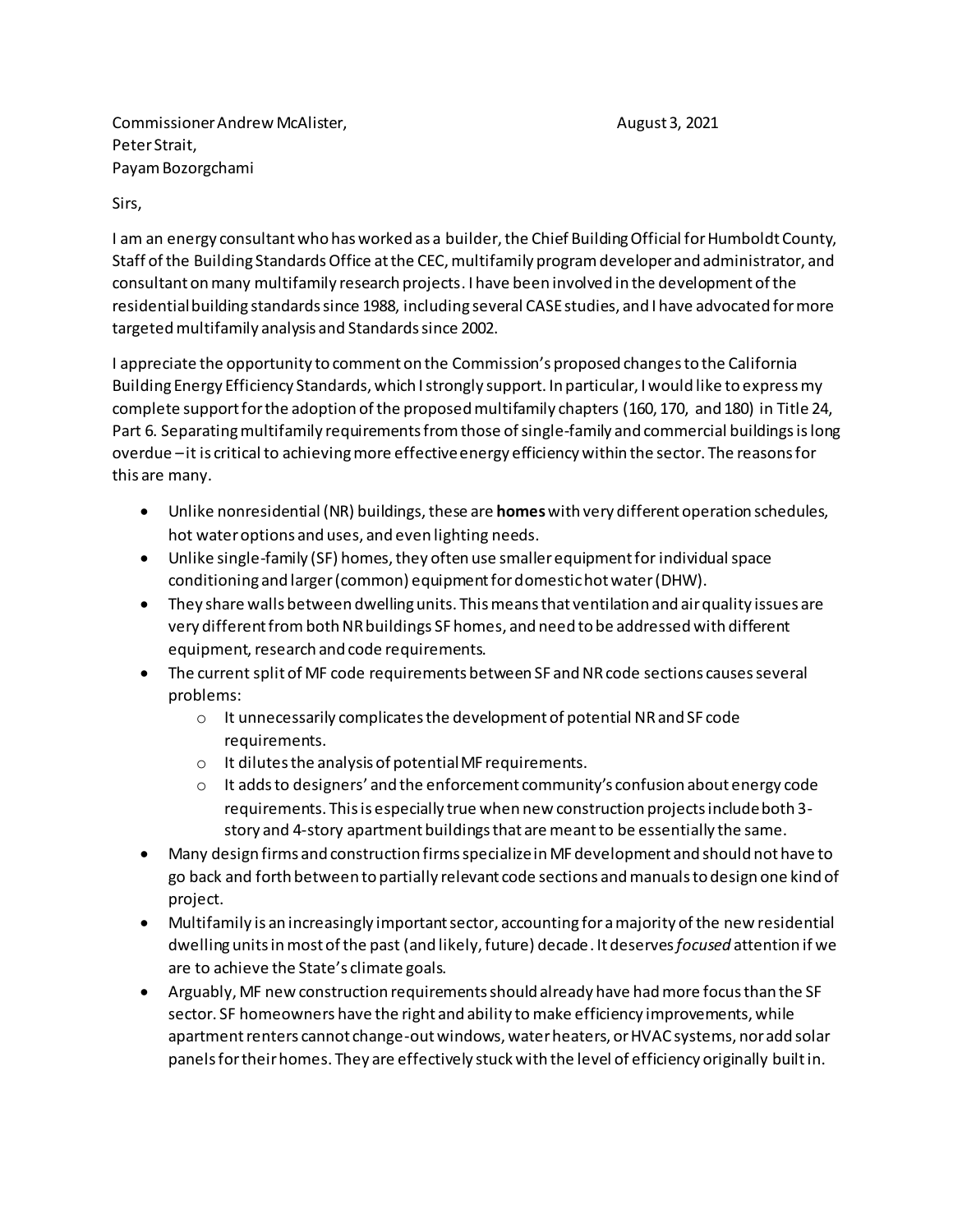Commissioner Andrew McAlister,
Peter Strait,
Payam Bozorgchami

August 3, 2021

Sirs,

I am an energy consultant who has worked as a builder, the Chief Building Official for Humboldt County, Staff of the Building Standards Office at the CEC, multifamily program developer and administrator, and consultant on many multifamily research projects. I have been involved in the development of the residential building standards since 1988, including several CASE studies, and I have advocated for more targeted multifamily analysis and Standards since 2002.

I appreciate the opportunity to comment on the Commission's proposed changes to the California Building Energy Efficiency Standards, which I strongly support. In particular, I would like to express my complete support for the adoption of the proposed multifamily chapters (160, 170, and 180) in Title 24, Part 6. Separating multifamily requirements from those of single-family and commercial buildings is long overdue – it is critical to achieving more effective energy efficiency within the sector. The reasons for this are many.

- Unlike nonresidential (NR) buildings, these are **homes** with very different operation schedules, hot water options and uses, and even lighting needs.
- Unlike single-family (SF) homes, they often use smaller equipment for individual space conditioning and larger (common) equipment for domestic hot water (DHW).
- They share walls between dwelling units. This means that ventilation and air quality issues are very different from both NR buildings SF homes, and need to be addressed with different equipment, research and code requirements.
- The current split of MF code requirements between SF and NR code sections causes several problems:
  - It unnecessarily complicates the development of potential NR and SF code requirements.
  - It dilutes the analysis of potential MF requirements.
  - It adds to designers' and the enforcement community's confusion about energy code requirements. This is especially true when new construction projects include both 3-story and 4-story apartment buildings that are meant to be essentially the same.
- Many design firms and construction firms specialize in MF development and should not have to go back and forth between to partially relevant code sections and manuals to design one kind of project.
- Multifamily is an increasingly important sector, accounting for a majority of the new residential dwelling units in most of the past (and likely, future) decade. It deserves *focused* attention if we are to achieve the State's climate goals.
- Arguably, MF new construction requirements should already have had more focus than the SF sector. SF homeowners have the right and ability to make efficiency improvements, while apartment renters cannot change-out windows, water heaters, or HVAC systems, nor add solar panels for their homes. They are effectively stuck with the level of efficiency originally built in.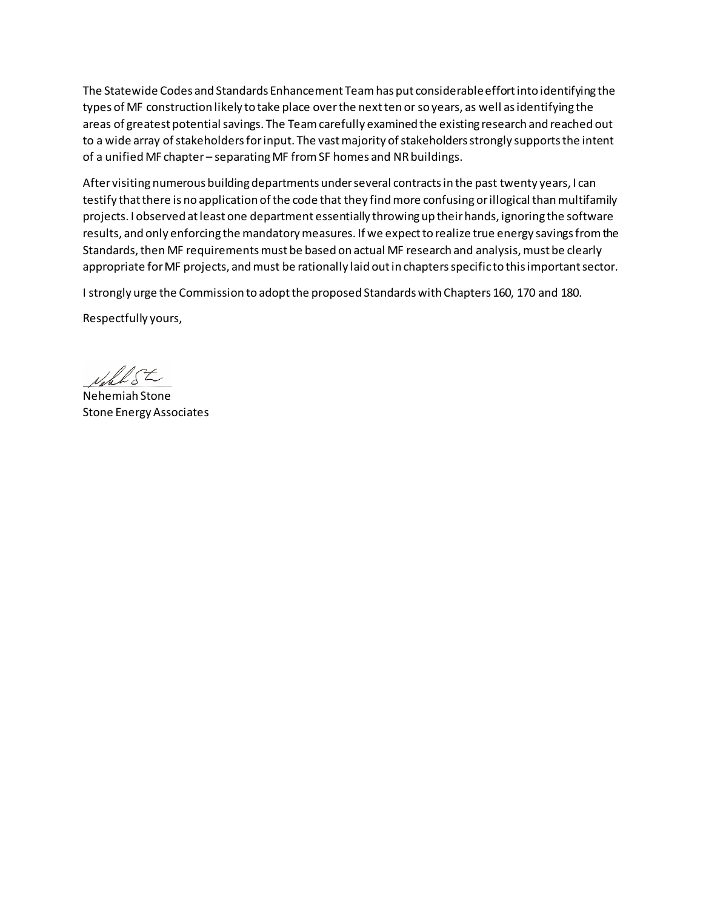The Statewide Codes and Standards Enhancement Team has put considerable effort into identifying the types of MF construction likely to take place over the next ten or so years, as well as identifying the areas of greatest potential savings. The Team carefully examined the existing research and reached out to a wide array of stakeholders for input. The vast majority of stakeholders strongly supports the intent of a unified MF chapter – separating MF from SF homes and NR buildings.

After visiting numerous building departments under several contracts in the past twenty years, I can testify that there is no application of the code that they find more confusing or illogical than multifamily projects. I observed at least one department essentially throwing up their hands, ignoring the software results, and only enforcing the mandatory measures. If we expect to realize true energy savings from the Standards, then MF requirements must be based on actual MF research and analysis, must be clearly appropriate for MF projects, and must be rationally laid out in chapters specific to this important sector.

I strongly urge the Commission to adopt the proposed Standards with Chapters 160, 170 and 180.

Respectfully yours,

Nehemiah Stone
Stone Energy Associates